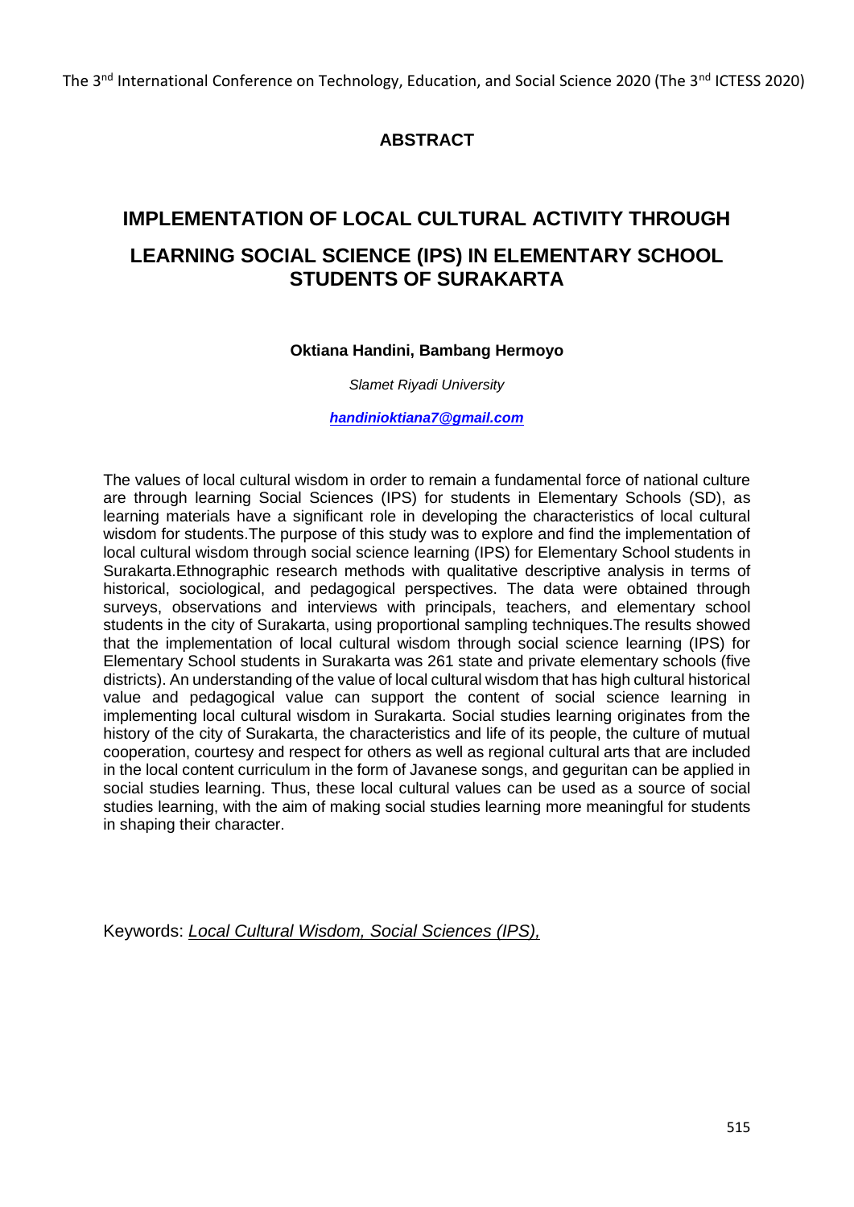## ABSTRACT

# IMPLEMENTATION OF LOCAL CULTURAL ACTIVITY THROUGH LEARNING SOCIAL SCIENCE (IPS) IN ELEMENTARY SCHOOL STUDENTS OF SURAKARTA

**Oktiana Handini, Bambang Hermoyo**

*Slamet Riyadi University*

***handinioktiana7@gmail.com***

The values of local cultural wisdom in order to remain a fundamental force of national culture are through learning Social Sciences (IPS) for students in Elementary Schools (SD), as learning materials have a significant role in developing the characteristics of local cultural wisdom for students.The purpose of this study was to explore and find the implementation of local cultural wisdom through social science learning (IPS) for Elementary School students in Surakarta.Ethnographic research methods with qualitative descriptive analysis in terms of historical, sociological, and pedagogical perspectives. The data were obtained through surveys, observations and interviews with principals, teachers, and elementary school students in the city of Surakarta, using proportional sampling techniques.The results showed that the implementation of local cultural wisdom through social science learning (IPS) for Elementary School students in Surakarta was 261 state and private elementary schools (five districts). An understanding of the value of local cultural wisdom that has high cultural historical value and pedagogical value can support the content of social science learning in implementing local cultural wisdom in Surakarta. Social studies learning originates from the history of the city of Surakarta, the characteristics and life of its people, the culture of mutual cooperation, courtesy and respect for others as well as regional cultural arts that are included in the local content curriculum in the form of Javanese songs, and geguritan can be applied in social studies learning. Thus, these local cultural values can be used as a source of social studies learning, with the aim of making social studies learning more meaningful for students in shaping their character.

Keywords: *Local Cultural Wisdom, Social Sciences (IPS),*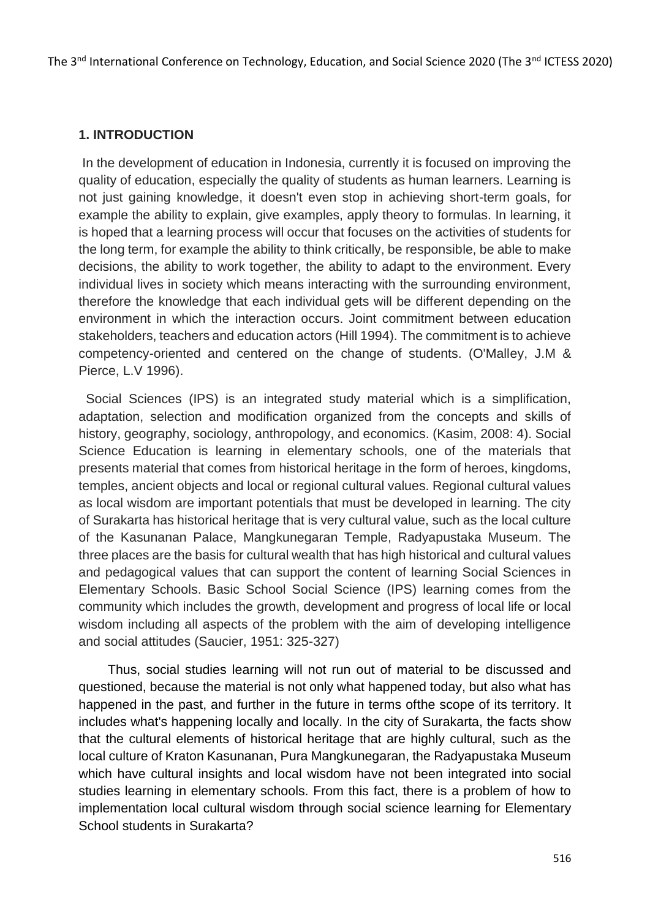## 1. INTRODUCTION

In the development of education in Indonesia, currently it is focused on improving the quality of education, especially the quality of students as human learners. Learning is not just gaining knowledge, it doesn't even stop in achieving short-term goals, for example the ability to explain, give examples, apply theory to formulas. In learning, it is hoped that a learning process will occur that focuses on the activities of students for the long term, for example the ability to think critically, be responsible, be able to make decisions, the ability to work together, the ability to adapt to the environment. Every individual lives in society which means interacting with the surrounding environment, therefore the knowledge that each individual gets will be different depending on the environment in which the interaction occurs. Joint commitment between education stakeholders, teachers and education actors (Hill 1994). The commitment is to achieve competency-oriented and centered on the change of students. (O'Malley, J.M & Pierce, L.V 1996).

Social Sciences (IPS) is an integrated study material which is a simplification, adaptation, selection and modification organized from the concepts and skills of history, geography, sociology, anthropology, and economics. (Kasim, 2008: 4). Social Science Education is learning in elementary schools, one of the materials that presents material that comes from historical heritage in the form of heroes, kingdoms, temples, ancient objects and local or regional cultural values. Regional cultural values as local wisdom are important potentials that must be developed in learning. The city of Surakarta has historical heritage that is very cultural value, such as the local culture of the Kasunanan Palace, Mangkunegaran Temple, Radyapustaka Museum. The three places are the basis for cultural wealth that has high historical and cultural values and pedagogical values that can support the content of learning Social Sciences in Elementary Schools. Basic School Social Science (IPS) learning comes from the community which includes the growth, development and progress of local life or local wisdom including all aspects of the problem with the aim of developing intelligence and social attitudes (Saucier, 1951: 325-327)

Thus, social studies learning will not run out of material to be discussed and questioned, because the material is not only what happened today, but also what has happened in the past, and further in the future in terms ofthe scope of its territory. It includes what's happening locally and locally. In the city of Surakarta, the facts show that the cultural elements of historical heritage that are highly cultural, such as the local culture of Kraton Kasunanan, Pura Mangkunegaran, the Radyapustaka Museum which have cultural insights and local wisdom have not been integrated into social studies learning in elementary schools. From this fact, there is a problem of how to implementation local cultural wisdom through social science learning for Elementary School students in Surakarta?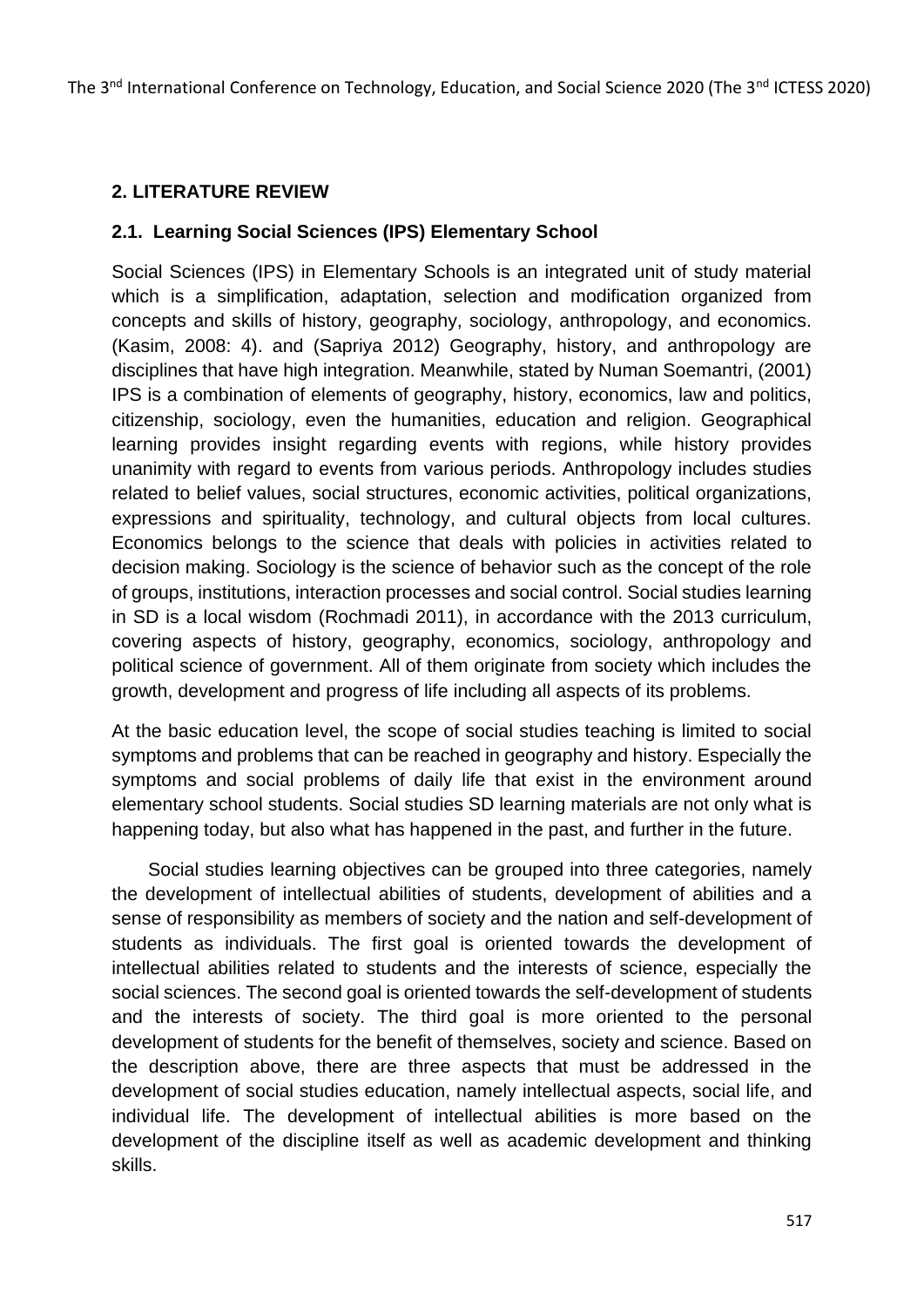## 2. LITERATURE REVIEW

### 2.1. Learning Social Sciences (IPS) Elementary School

Social Sciences (IPS) in Elementary Schools is an integrated unit of study material which is a simplification, adaptation, selection and modification organized from concepts and skills of history, geography, sociology, anthropology, and economics. (Kasim, 2008: 4). and (Sapriya 2012) Geography, history, and anthropology are disciplines that have high integration. Meanwhile, stated by Numan Soemantri, (2001) IPS is a combination of elements of geography, history, economics, law and politics, citizenship, sociology, even the humanities, education and religion. Geographical learning provides insight regarding events with regions, while history provides unanimity with regard to events from various periods. Anthropology includes studies related to belief values, social structures, economic activities, political organizations, expressions and spirituality, technology, and cultural objects from local cultures. Economics belongs to the science that deals with policies in activities related to decision making. Sociology is the science of behavior such as the concept of the role of groups, institutions, interaction processes and social control. Social studies learning in SD is a local wisdom (Rochmadi 2011), in accordance with the 2013 curriculum, covering aspects of history, geography, economics, sociology, anthropology and political science of government. All of them originate from society which includes the growth, development and progress of life including all aspects of its problems.

At the basic education level, the scope of social studies teaching is limited to social symptoms and problems that can be reached in geography and history. Especially the symptoms and social problems of daily life that exist in the environment around elementary school students. Social studies SD learning materials are not only what is happening today, but also what has happened in the past, and further in the future.

Social studies learning objectives can be grouped into three categories, namely the development of intellectual abilities of students, development of abilities and a sense of responsibility as members of society and the nation and self-development of students as individuals. The first goal is oriented towards the development of intellectual abilities related to students and the interests of science, especially the social sciences. The second goal is oriented towards the self-development of students and the interests of society. The third goal is more oriented to the personal development of students for the benefit of themselves, society and science. Based on the description above, there are three aspects that must be addressed in the development of social studies education, namely intellectual aspects, social life, and individual life. The development of intellectual abilities is more based on the development of the discipline itself as well as academic development and thinking skills.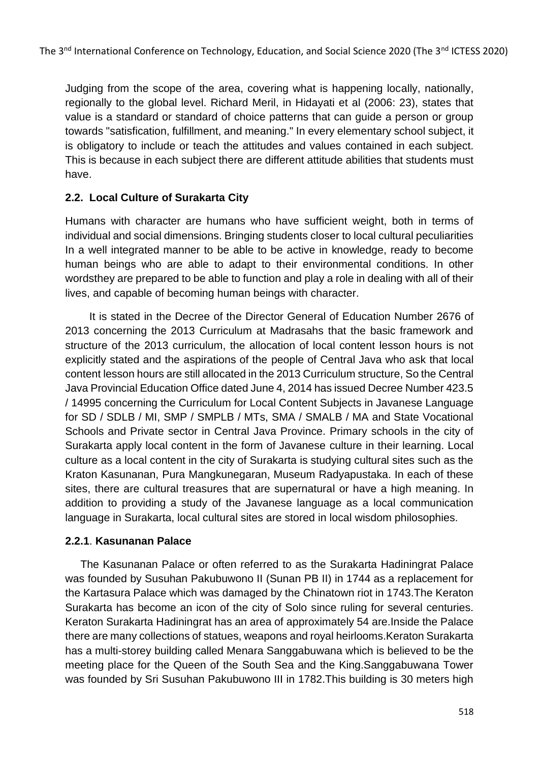Judging from the scope of the area, covering what is happening locally, nationally, regionally to the global level. Richard Meril, in Hidayati et al (2006: 23), states that value is a standard or standard of choice patterns that can guide a person or group towards "satisfication, fulfillment, and meaning." In every elementary school subject, it is obligatory to include or teach the attitudes and values contained in each subject. This is because in each subject there are different attitude abilities that students must have.

### 2.2. Local Culture of Surakarta City

Humans with character are humans who have sufficient weight, both in terms of individual and social dimensions. Bringing students closer to local cultural peculiarities In a well integrated manner to be able to be active in knowledge, ready to become human beings who are able to adapt to their environmental conditions. In other wordsthey are prepared to be able to function and play a role in dealing with all of their lives, and capable of becoming human beings with character.

It is stated in the Decree of the Director General of Education Number 2676 of 2013 concerning the 2013 Curriculum at Madrasahs that the basic framework and structure of the 2013 curriculum, the allocation of local content lesson hours is not explicitly stated and the aspirations of the people of Central Java who ask that local content lesson hours are still allocated in the 2013 Curriculum structure, So the Central Java Provincial Education Office dated June 4, 2014 has issued Decree Number 423.5 / 14995 concerning the Curriculum for Local Content Subjects in Javanese Language for SD / SDLB / MI, SMP / SMPLB / MTs, SMA / SMALB / MA and State Vocational Schools and Private sector in Central Java Province. Primary schools in the city of Surakarta apply local content in the form of Javanese culture in their learning. Local culture as a local content in the city of Surakarta is studying cultural sites such as the Kraton Kasunanan, Pura Mangkunegaran, Museum Radyapustaka. In each of these sites, there are cultural treasures that are supernatural or have a high meaning. In addition to providing a study of the Javanese language as a local communication language in Surakarta, local cultural sites are stored in local wisdom philosophies.

#### 2.2.1. Kasunanan Palace

The Kasunanan Palace or often referred to as the Surakarta Hadiningrat Palace was founded by Susuhan Pakubuwono II (Sunan PB II) in 1744 as a replacement for the Kartasura Palace which was damaged by the Chinatown riot in 1743.The Keraton Surakarta has become an icon of the city of Solo since ruling for several centuries. Keraton Surakarta Hadiningrat has an area of approximately 54 are.Inside the Palace there are many collections of statues, weapons and royal heirlooms.Keraton Surakarta has a multi-storey building called Menara Sanggabuwana which is believed to be the meeting place for the Queen of the South Sea and the King.Sanggabuwana Tower was founded by Sri Susuhan Pakubuwono III in 1782.This building is 30 meters high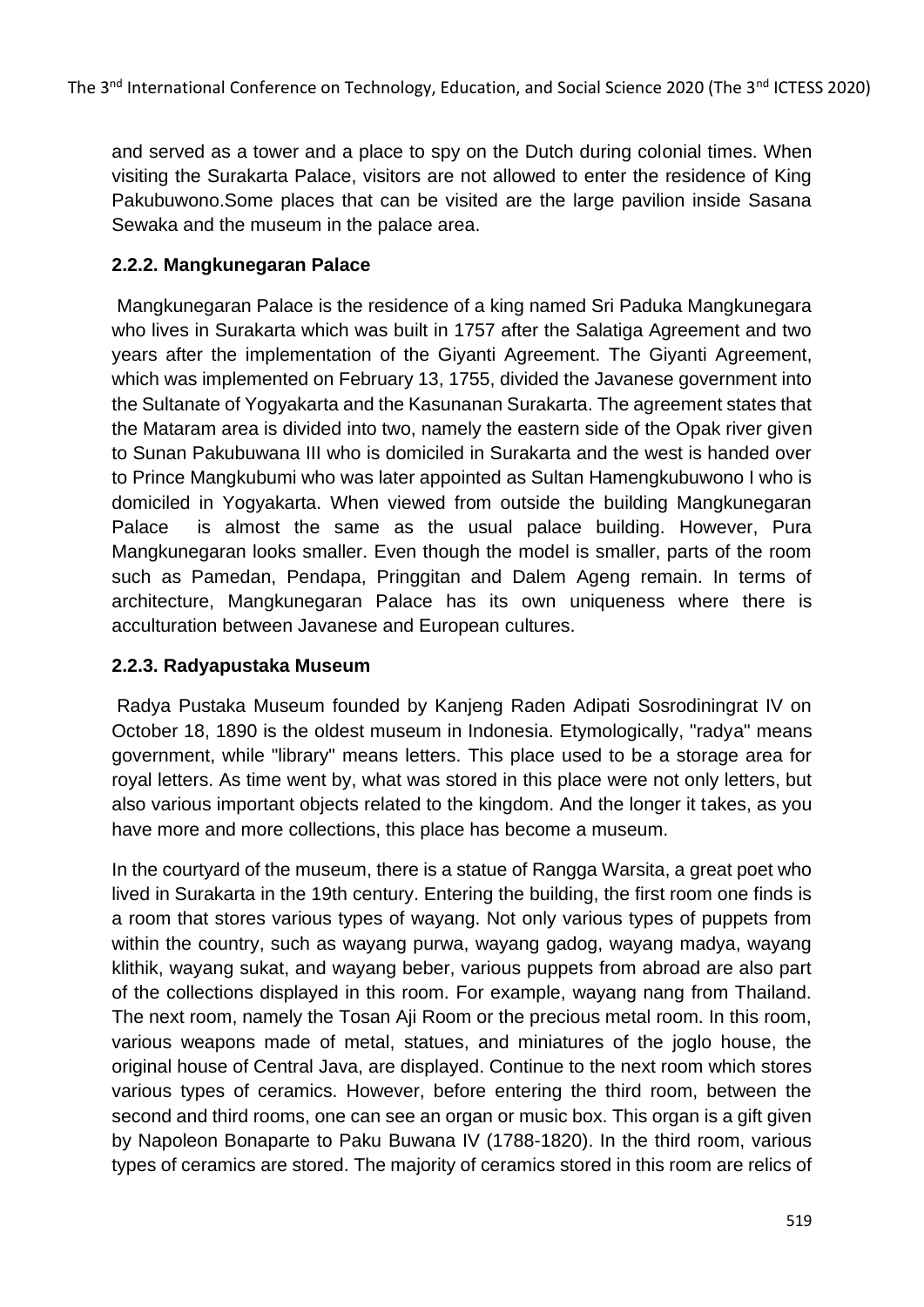and served as a tower and a place to spy on the Dutch during colonial times. When visiting the Surakarta Palace, visitors are not allowed to enter the residence of King Pakubuwono.Some places that can be visited are the large pavilion inside Sasana Sewaka and the museum in the palace area.

### 2.2.2. Mangkunegaran Palace

Mangkunegaran Palace is the residence of a king named Sri Paduka Mangkunegara who lives in Surakarta which was built in 1757 after the Salatiga Agreement and two years after the implementation of the Giyanti Agreement. The Giyanti Agreement, which was implemented on February 13, 1755, divided the Javanese government into the Sultanate of Yogyakarta and the Kasunanan Surakarta. The agreement states that the Mataram area is divided into two, namely the eastern side of the Opak river given to Sunan Pakubuwana III who is domiciled in Surakarta and the west is handed over to Prince Mangkubumi who was later appointed as Sultan Hamengkubuwono I who is domiciled in Yogyakarta. When viewed from outside the building Mangkunegaran Palace is almost the same as the usual palace building. However, Pura Mangkunegaran looks smaller. Even though the model is smaller, parts of the room such as Pamedan, Pendapa, Pringgitan and Dalem Ageng remain. In terms of architecture, Mangkunegaran Palace has its own uniqueness where there is acculturation between Javanese and European cultures.

### 2.2.3. Radyapustaka Museum

Radya Pustaka Museum founded by Kanjeng Raden Adipati Sosrodiningrat IV on October 18, 1890 is the oldest museum in Indonesia. Etymologically, "radya" means government, while "library" means letters. This place used to be a storage area for royal letters. As time went by, what was stored in this place were not only letters, but also various important objects related to the kingdom. And the longer it takes, as you have more and more collections, this place has become a museum.

In the courtyard of the museum, there is a statue of Rangga Warsita, a great poet who lived in Surakarta in the 19th century. Entering the building, the first room one finds is a room that stores various types of wayang. Not only various types of puppets from within the country, such as wayang purwa, wayang gadog, wayang madya, wayang klithik, wayang sukat, and wayang beber, various puppets from abroad are also part of the collections displayed in this room. For example, wayang nang from Thailand. The next room, namely the Tosan Aji Room or the precious metal room. In this room, various weapons made of metal, statues, and miniatures of the joglo house, the original house of Central Java, are displayed. Continue to the next room which stores various types of ceramics. However, before entering the third room, between the second and third rooms, one can see an organ or music box. This organ is a gift given by Napoleon Bonaparte to Paku Buwana IV (1788-1820). In the third room, various types of ceramics are stored. The majority of ceramics stored in this room are relics of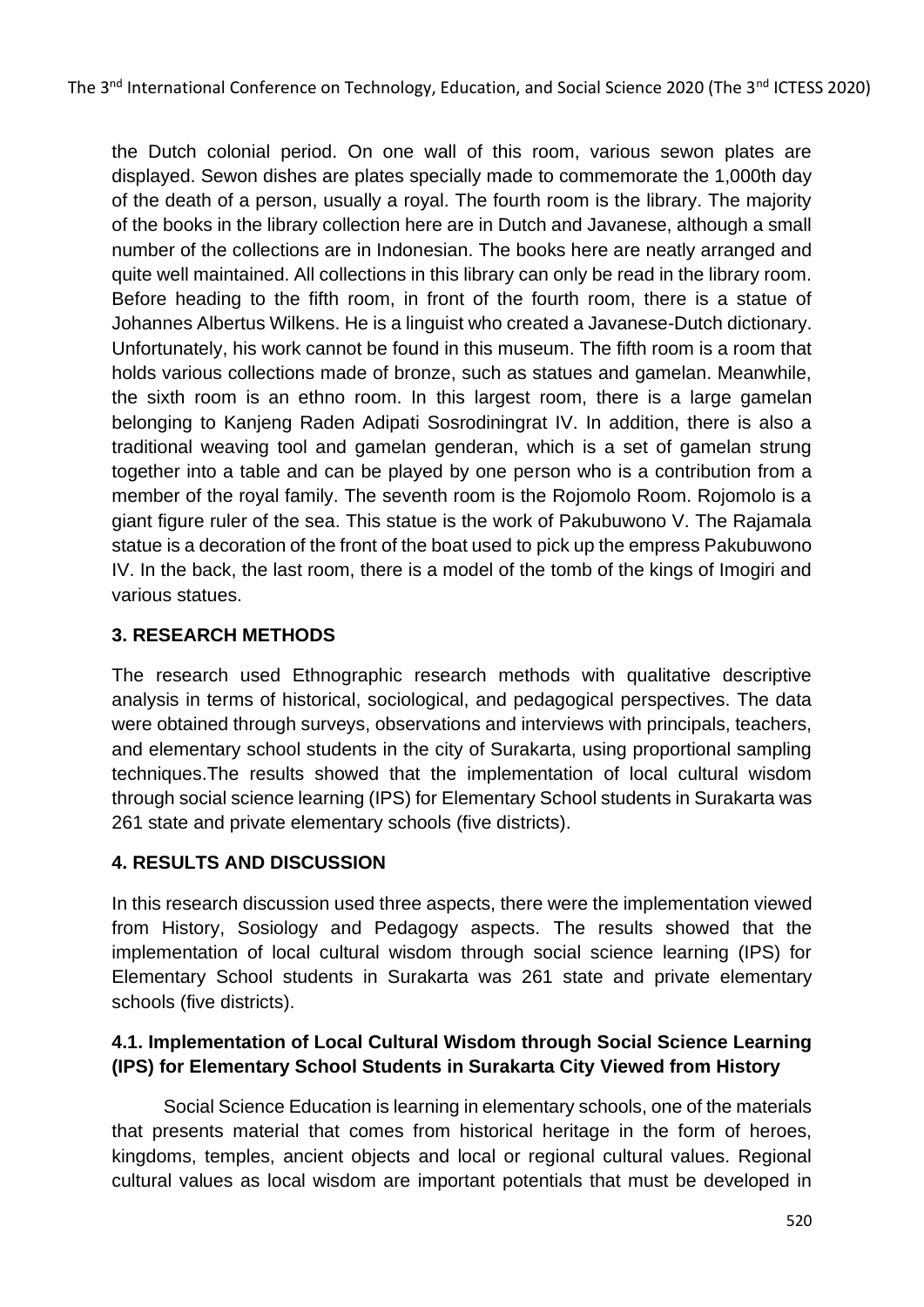the Dutch colonial period. On one wall of this room, various sewon plates are displayed. Sewon dishes are plates specially made to commemorate the 1,000th day of the death of a person, usually a royal. The fourth room is the library. The majority of the books in the library collection here are in Dutch and Javanese, although a small number of the collections are in Indonesian. The books here are neatly arranged and quite well maintained. All collections in this library can only be read in the library room. Before heading to the fifth room, in front of the fourth room, there is a statue of Johannes Albertus Wilkens. He is a linguist who created a Javanese-Dutch dictionary. Unfortunately, his work cannot be found in this museum. The fifth room is a room that holds various collections made of bronze, such as statues and gamelan. Meanwhile, the sixth room is an ethno room. In this largest room, there is a large gamelan belonging to Kanjeng Raden Adipati Sosrodiningrat IV. In addition, there is also a traditional weaving tool and gamelan genderan, which is a set of gamelan strung together into a table and can be played by one person who is a contribution from a member of the royal family. The seventh room is the Rojomolo Room. Rojomolo is a giant figure ruler of the sea. This statue is the work of Pakubuwono V. The Rajamala statue is a decoration of the front of the boat used to pick up the empress Pakubuwono IV. In the back, the last room, there is a model of the tomb of the kings of Imogiri and various statues.

## 3. RESEARCH METHODS

The research used Ethnographic research methods with qualitative descriptive analysis in terms of historical, sociological, and pedagogical perspectives. The data were obtained through surveys, observations and interviews with principals, teachers, and elementary school students in the city of Surakarta, using proportional sampling techniques.The results showed that the implementation of local cultural wisdom through social science learning (IPS) for Elementary School students in Surakarta was 261 state and private elementary schools (five districts).

## 4. RESULTS AND DISCUSSION

In this research discussion used three aspects, there were the implementation viewed from History, Sosiology and Pedagogy aspects. The results showed that the implementation of local cultural wisdom through social science learning (IPS) for Elementary School students in Surakarta was 261 state and private elementary schools (five districts).

### 4.1. Implementation of Local Cultural Wisdom through Social Science Learning (IPS) for Elementary School Students in Surakarta City Viewed from History

Social Science Education is learning in elementary schools, one of the materials that presents material that comes from historical heritage in the form of heroes, kingdoms, temples, ancient objects and local or regional cultural values. Regional cultural values as local wisdom are important potentials that must be developed in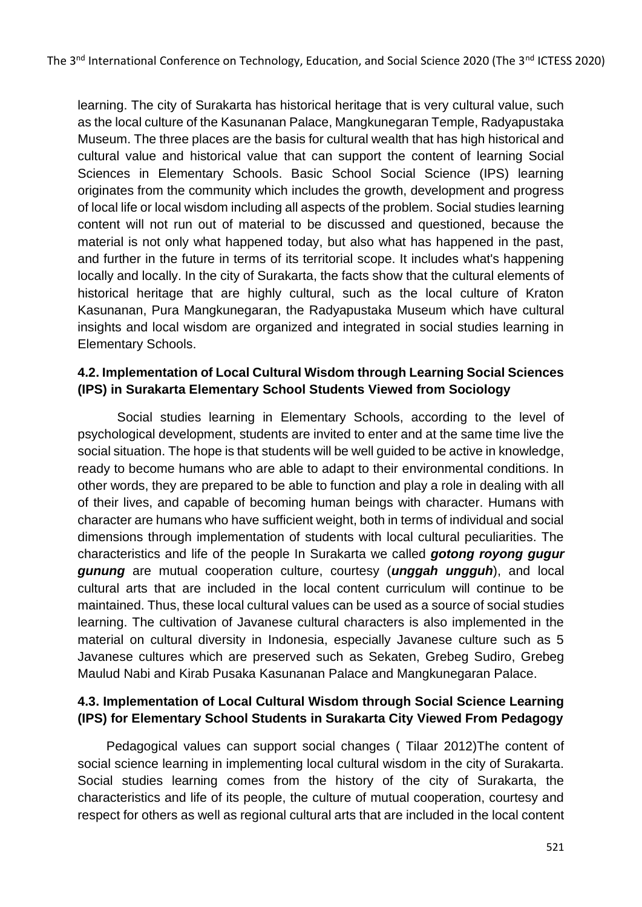learning. The city of Surakarta has historical heritage that is very cultural value, such as the local culture of the Kasunanan Palace, Mangkunegaran Temple, Radyapustaka Museum. The three places are the basis for cultural wealth that has high historical and cultural value and historical value that can support the content of learning Social Sciences in Elementary Schools. Basic School Social Science (IPS) learning originates from the community which includes the growth, development and progress of local life or local wisdom including all aspects of the problem. Social studies learning content will not run out of material to be discussed and questioned, because the material is not only what happened today, but also what has happened in the past, and further in the future in terms of its territorial scope. It includes what's happening locally and locally. In the city of Surakarta, the facts show that the cultural elements of historical heritage that are highly cultural, such as the local culture of Kraton Kasunanan, Pura Mangkunegaran, the Radyapustaka Museum which have cultural insights and local wisdom are organized and integrated in social studies learning in Elementary Schools.

### 4.2. Implementation of Local Cultural Wisdom through Learning Social Sciences (IPS) in Surakarta Elementary School Students Viewed from Sociology

Social studies learning in Elementary Schools, according to the level of psychological development, students are invited to enter and at the same time live the social situation. The hope is that students will be well guided to be active in knowledge, ready to become humans who are able to adapt to their environmental conditions. In other words, they are prepared to be able to function and play a role in dealing with all of their lives, and capable of becoming human beings with character. Humans with character are humans who have sufficient weight, both in terms of individual and social dimensions through implementation of students with local cultural peculiarities. The characteristics and life of the people In Surakarta we called ***gotong royong gugur gunung*** are mutual cooperation culture, courtesy (***unggah ungguh***), and local cultural arts that are included in the local content curriculum will continue to be maintained. Thus, these local cultural values can be used as a source of social studies learning. The cultivation of Javanese cultural characters is also implemented in the material on cultural diversity in Indonesia, especially Javanese culture such as 5 Javanese cultures which are preserved such as Sekaten, Grebeg Sudiro, Grebeg Maulud Nabi and Kirab Pusaka Kasunanan Palace and Mangkunegaran Palace.

### 4.3. Implementation of Local Cultural Wisdom through Social Science Learning (IPS) for Elementary School Students in Surakarta City Viewed From Pedagogy

Pedagogical values can support social changes ( Tilaar 2012)The content of social science learning in implementing local cultural wisdom in the city of Surakarta. Social studies learning comes from the history of the city of Surakarta, the characteristics and life of its people, the culture of mutual cooperation, courtesy and respect for others as well as regional cultural arts that are included in the local content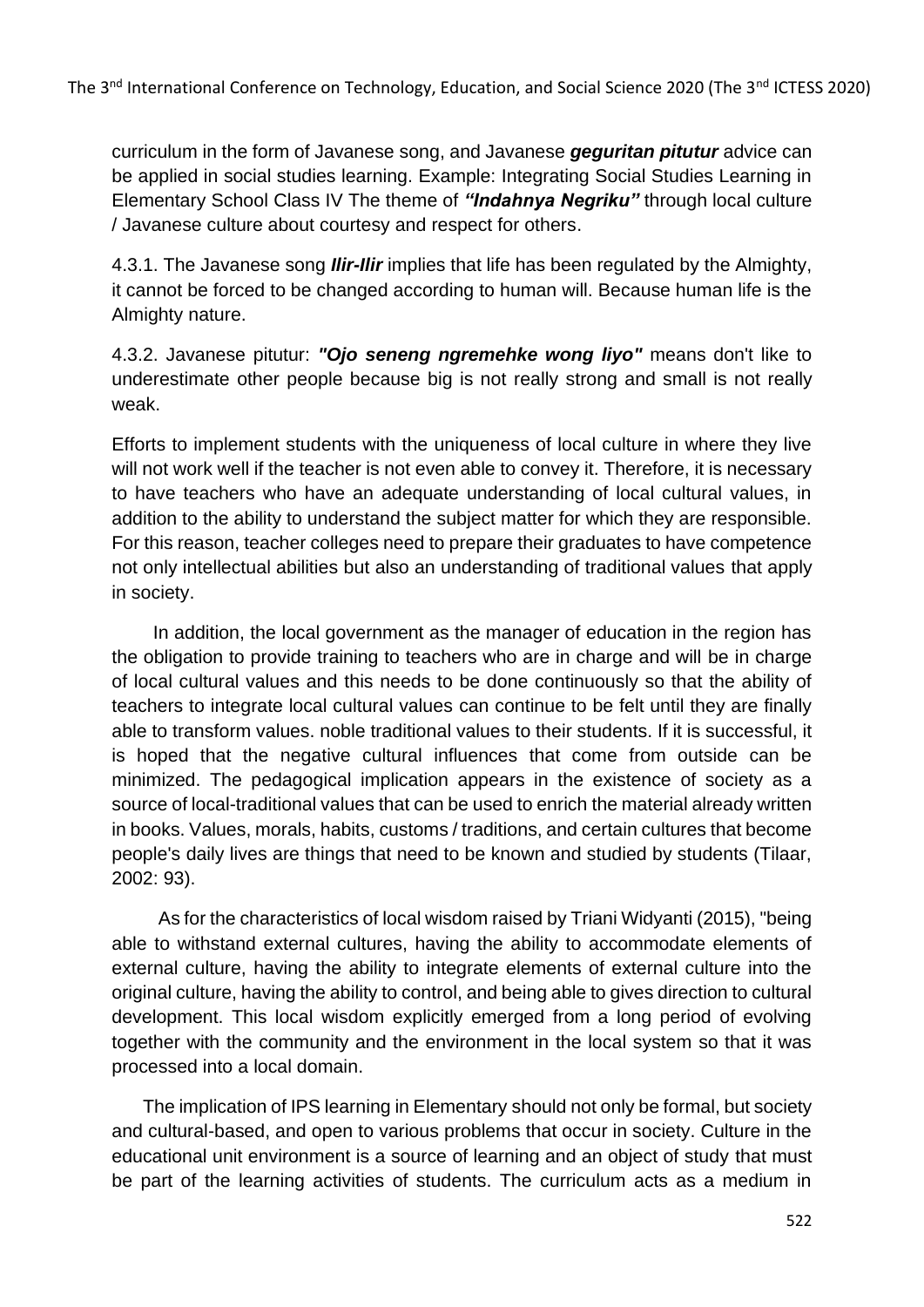curriculum in the form of Javanese song, and Javanese ***geguritan pitutur*** advice can be applied in social studies learning. Example: Integrating Social Studies Learning in Elementary School Class IV The theme of ***"Indahnya Negriku"*** through local culture / Javanese culture about courtesy and respect for others.

4.3.1. The Javanese song ***Ilir-Ilir*** implies that life has been regulated by the Almighty, it cannot be forced to be changed according to human will. Because human life is the Almighty nature.

4.3.2. Javanese pitutur: ***"Ojo seneng ngremehke wong liyo"*** means don't like to underestimate other people because big is not really strong and small is not really weak.

Efforts to implement students with the uniqueness of local culture in where they live will not work well if the teacher is not even able to convey it. Therefore, it is necessary to have teachers who have an adequate understanding of local cultural values, in addition to the ability to understand the subject matter for which they are responsible. For this reason, teacher colleges need to prepare their graduates to have competence not only intellectual abilities but also an understanding of traditional values that apply in society.

In addition, the local government as the manager of education in the region has the obligation to provide training to teachers who are in charge and will be in charge of local cultural values and this needs to be done continuously so that the ability of teachers to integrate local cultural values can continue to be felt until they are finally able to transform values. noble traditional values to their students. If it is successful, it is hoped that the negative cultural influences that come from outside can be minimized. The pedagogical implication appears in the existence of society as a source of local-traditional values that can be used to enrich the material already written in books. Values, morals, habits, customs / traditions, and certain cultures that become people's daily lives are things that need to be known and studied by students (Tilaar, 2002: 93).

As for the characteristics of local wisdom raised by Triani Widyanti (2015), "being able to withstand external cultures, having the ability to accommodate elements of external culture, having the ability to integrate elements of external culture into the original culture, having the ability to control, and being able to gives direction to cultural development. This local wisdom explicitly emerged from a long period of evolving together with the community and the environment in the local system so that it was processed into a local domain.

The implication of IPS learning in Elementary should not only be formal, but society and cultural-based, and open to various problems that occur in society. Culture in the educational unit environment is a source of learning and an object of study that must be part of the learning activities of students. The curriculum acts as a medium in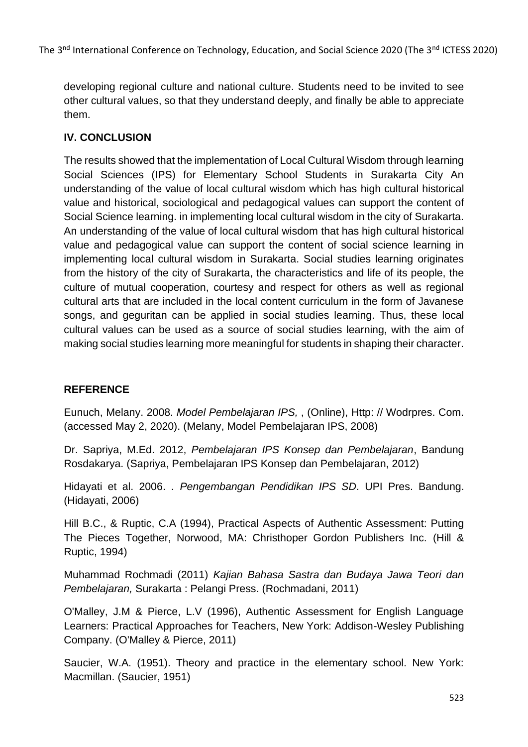developing regional culture and national culture. Students need to be invited to see other cultural values, so that they understand deeply, and finally be able to appreciate them.

## IV. CONCLUSION

The results showed that the implementation of Local Cultural Wisdom through learning Social Sciences (IPS) for Elementary School Students in Surakarta City An understanding of the value of local cultural wisdom which has high cultural historical value and historical, sociological and pedagogical values can support the content of Social Science learning. in implementing local cultural wisdom in the city of Surakarta. An understanding of the value of local cultural wisdom that has high cultural historical value and pedagogical value can support the content of social science learning in implementing local cultural wisdom in Surakarta. Social studies learning originates from the history of the city of Surakarta, the characteristics and life of its people, the culture of mutual cooperation, courtesy and respect for others as well as regional cultural arts that are included in the local content curriculum in the form of Javanese songs, and geguritan can be applied in social studies learning. Thus, these local cultural values can be used as a source of social studies learning, with the aim of making social studies learning more meaningful for students in shaping their character.

## REFERENCE

Eunuch, Melany. 2008. *Model Pembelajaran IPS,* , (Online), Http: // Wodrpres. Com. (accessed May 2, 2020). (Melany, Model Pembelajaran IPS, 2008)

Dr. Sapriya, M.Ed. 2012, *Pembelajaran IPS Konsep dan Pembelajaran*, Bandung Rosdakarya. (Sapriya, Pembelajaran IPS Konsep dan Pembelajaran, 2012)

Hidayati et al. 2006. . *Pengembangan Pendidikan IPS SD*. UPI Pres. Bandung. (Hidayati, 2006)

Hill B.C., & Ruptic, C.A (1994), Practical Aspects of Authentic Assessment: Putting The Pieces Together, Norwood, MA: Christhoper Gordon Publishers Inc. (Hill & Ruptic, 1994)

Muhammad Rochmadi (2011) *Kajian Bahasa Sastra dan Budaya Jawa Teori dan Pembelajaran,* Surakarta : Pelangi Press. (Rochmadani, 2011)

O'Malley, J.M & Pierce, L.V (1996), Authentic Assessment for English Language Learners: Practical Approaches for Teachers, New York: Addison-Wesley Publishing Company. (O'Malley & Pierce, 2011)

Saucier, W.A. (1951). Theory and practice in the elementary school. New York: Macmillan. (Saucier, 1951)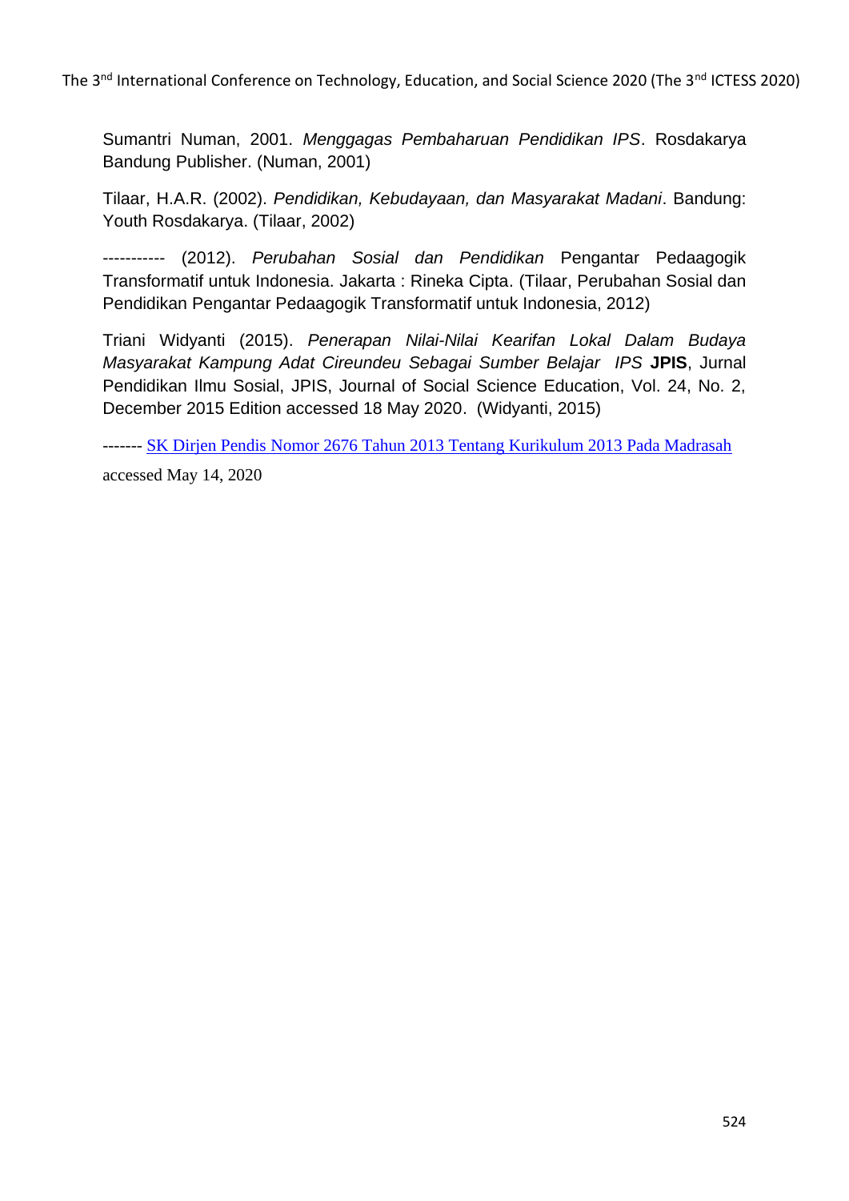Sumantri Numan, 2001. *Menggagas Pembaharuan Pendidikan IPS*. Rosdakarya Bandung Publisher. (Numan, 2001)

Tilaar, H.A.R. (2002). *Pendidikan, Kebudayaan, dan Masyarakat Madani*. Bandung: Youth Rosdakarya. (Tilaar, 2002)

----------- (2012). *Perubahan Sosial dan Pendidikan* Pengantar Pedaagogik Transformatif untuk Indonesia. Jakarta : Rineka Cipta. (Tilaar, Perubahan Sosial dan Pendidikan Pengantar Pedaagogik Transformatif untuk Indonesia, 2012)

Triani Widyanti (2015). *Penerapan Nilai-Nilai Kearifan Lokal Dalam Budaya Masyarakat Kampung Adat Cireundeu Sebagai Sumber Belajar IPS* **JPIS**, Jurnal Pendidikan Ilmu Sosial, JPIS, Journal of Social Science Education, Vol. 24, No. 2, December 2015 Edition accessed 18 May 2020. (Widyanti, 2015)

------- SK Dirjen Pendis Nomor 2676 Tahun 2013 Tentang Kurikulum 2013 Pada Madrasah accessed May 14, 2020